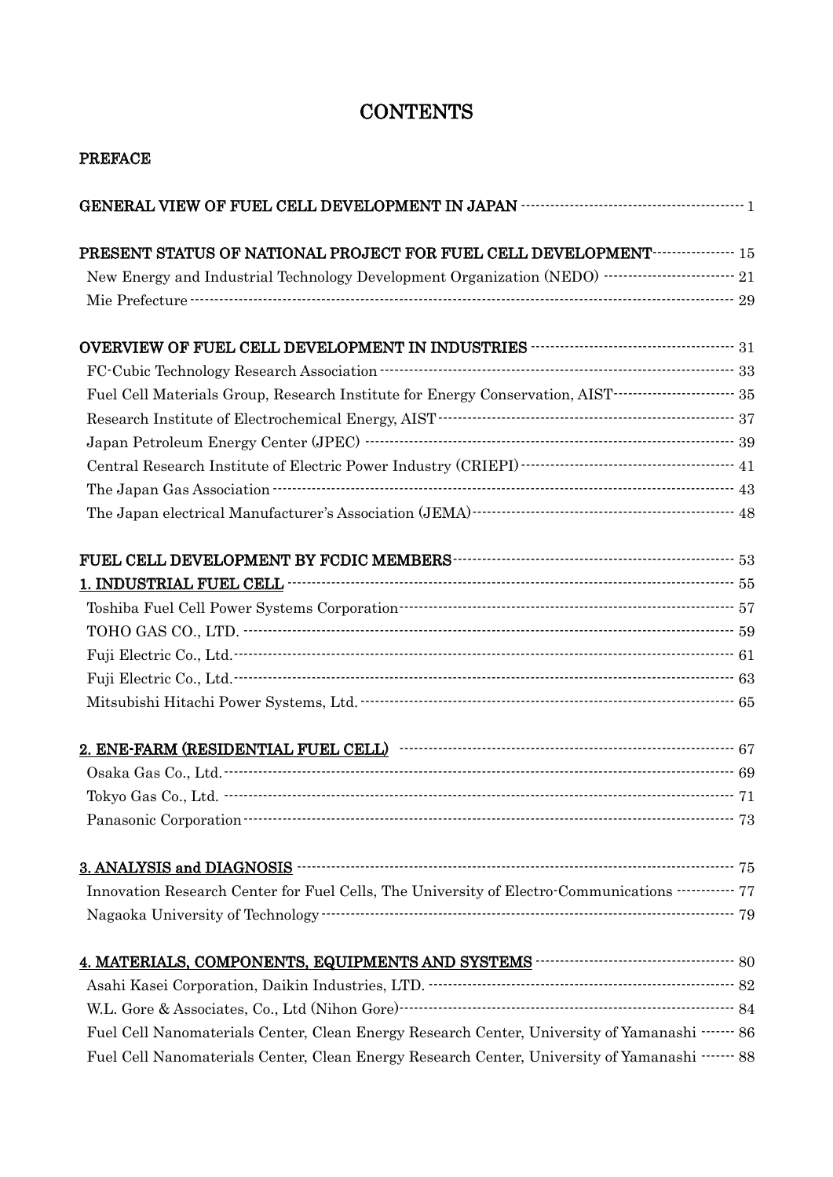# CONTENTS

## PREFACE

**GENERAL VIEW OF FUEL CELL DEVELOPMENT IN JAPAN** ······ 1

**PRESENT STATUS OF NATIONAL PROJECT FOR FUEL CELL DEVELOPMENT** ······ 15

- New Energy and Industrial Technology Development Organization (NEDO) ······ 21
- Mie Prefecture ······ 29

**OVERVIEW OF FUEL CELL DEVELOPMENT IN INDUSTRIES** ······ 31

- FC-Cubic Technology Research Association ······ 33
- Fuel Cell Materials Group, Research Institute for Energy Conservation, AIST ······ 35
- Research Institute of Electrochemical Energy, AIST ······ 37
- Japan Petroleum Energy Center (JPEC) ······ 39
- Central Research Institute of Electric Power Industry (CRIEPI) ······ 41
- The Japan Gas Association ······ 43
- The Japan electrical Manufacturer's Association (JEMA) ······ 48

**FUEL CELL DEVELOPMENT BY FCDIC MEMBERS** ······ 53

**1. INDUSTRIAL FUEL CELL** ······ 55

- Toshiba Fuel Cell Power Systems Corporation ······ 57
- TOHO GAS CO., LTD. ······ 59
- Fuji Electric Co., Ltd. ······ 61
- Fuji Electric Co., Ltd. ······ 63
- Mitsubishi Hitachi Power Systems, Ltd. ······ 65

**2. ENE-FARM (RESIDENTIAL FUEL CELL)** ······ 67

- Osaka Gas Co., Ltd. ······ 69
- Tokyo Gas Co., Ltd. ······ 71
- Panasonic Corporation ······ 73

**3. ANALYSIS and DIAGNOSIS** ······ 75

- Innovation Research Center for Fuel Cells, The University of Electro-Communications ······ 77
- Nagaoka University of Technology ······ 79

**4. MATERIALS, COMPONENTS, EQUIPMENTS AND SYSTEMS** ······ 80

- Asahi Kasei Corporation, Daikin Industries, LTD. ······ 82
- W.L. Gore & Associates, Co., Ltd (Nihon Gore) ······ 84
- Fuel Cell Nanomaterials Center, Clean Energy Research Center, University of Yamanashi ······ 86
- Fuel Cell Nanomaterials Center, Clean Energy Research Center, University of Yamanashi ······ 88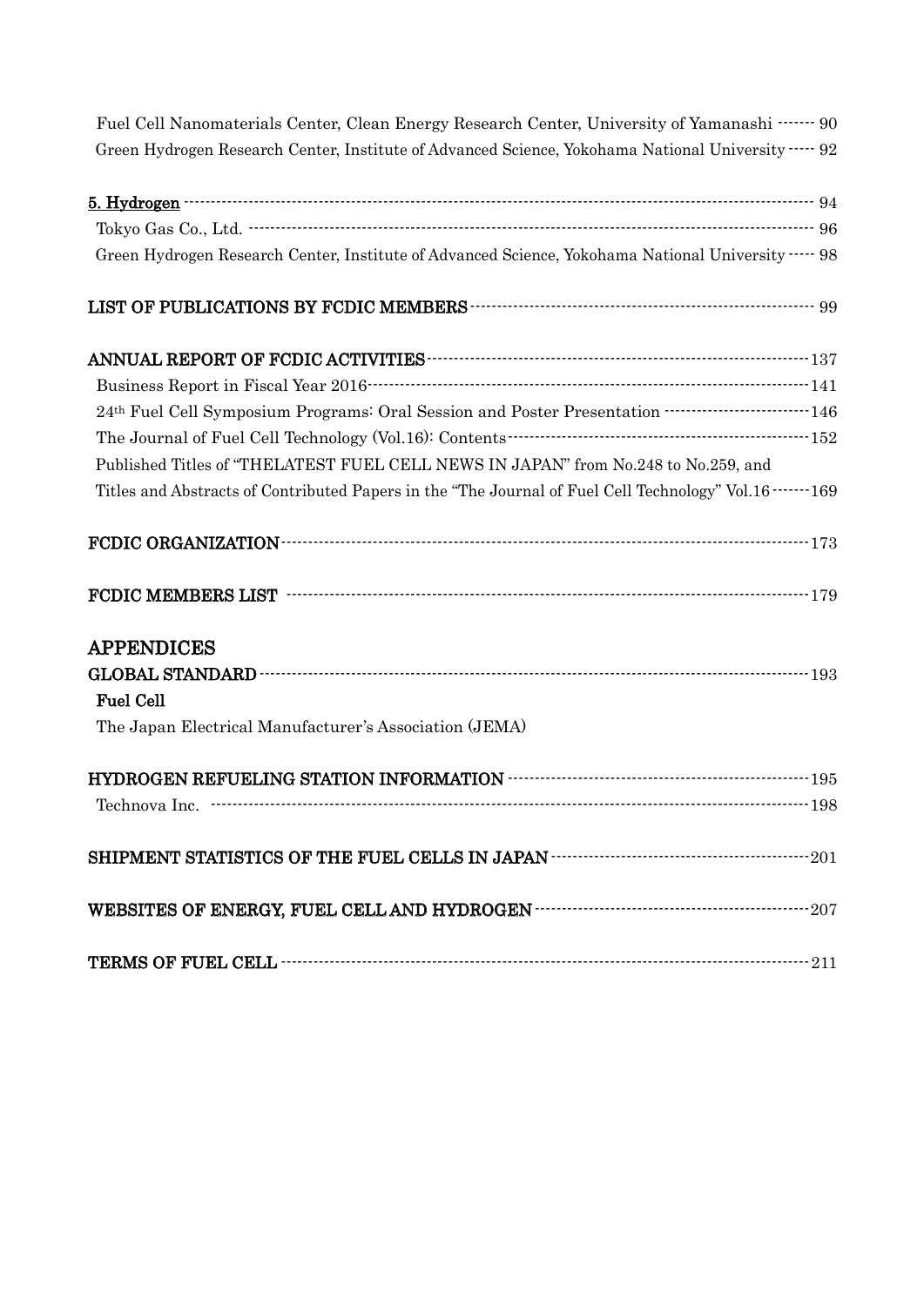Fuel Cell Nanomaterials Center, Clean Energy Research Center, University of Yamanashi ------- 90

Green Hydrogen Research Center, Institute of Advanced Science, Yokohama National University ----- 92

**5. Hydrogen** ---------- 94

Tokyo Gas Co., Ltd. ---------- 96

Green Hydrogen Research Center, Institute of Advanced Science, Yokohama National University ----- 98

**LIST OF PUBLICATIONS BY FCDIC MEMBERS** ---------- 99

**ANNUAL REPORT OF FCDIC ACTIVITIES** ---------- 137

Business Report in Fiscal Year 2016 ---------- 141

24th Fuel Cell Symposium Programs: Oral Session and Poster Presentation ---------- 146

The Journal of Fuel Cell Technology (Vol.16): Contents ---------- 152

Published Titles of "THELATEST FUEL CELL NEWS IN JAPAN" from No.248 to No.259, and Titles and Abstracts of Contributed Papers in the "The Journal of Fuel Cell Technology" Vol.16 ------- 169

**FCDIC ORGANIZATION** ---------- 173

**FCDIC MEMBERS LIST** ---------- 179

## APPENDICES

**GLOBAL STANDARD** ---------- 193

**Fuel Cell**

The Japan Electrical Manufacturer's Association (JEMA)

**HYDROGEN REFUELING STATION INFORMATION** ---------- 195

Technova Inc. ---------- 198

**SHIPMENT STATISTICS OF THE FUEL CELLS IN JAPAN** ---------- 201

**WEBSITES OF ENERGY, FUEL CELL AND HYDROGEN** ---------- 207

**TERMS OF FUEL CELL** ---------- 211